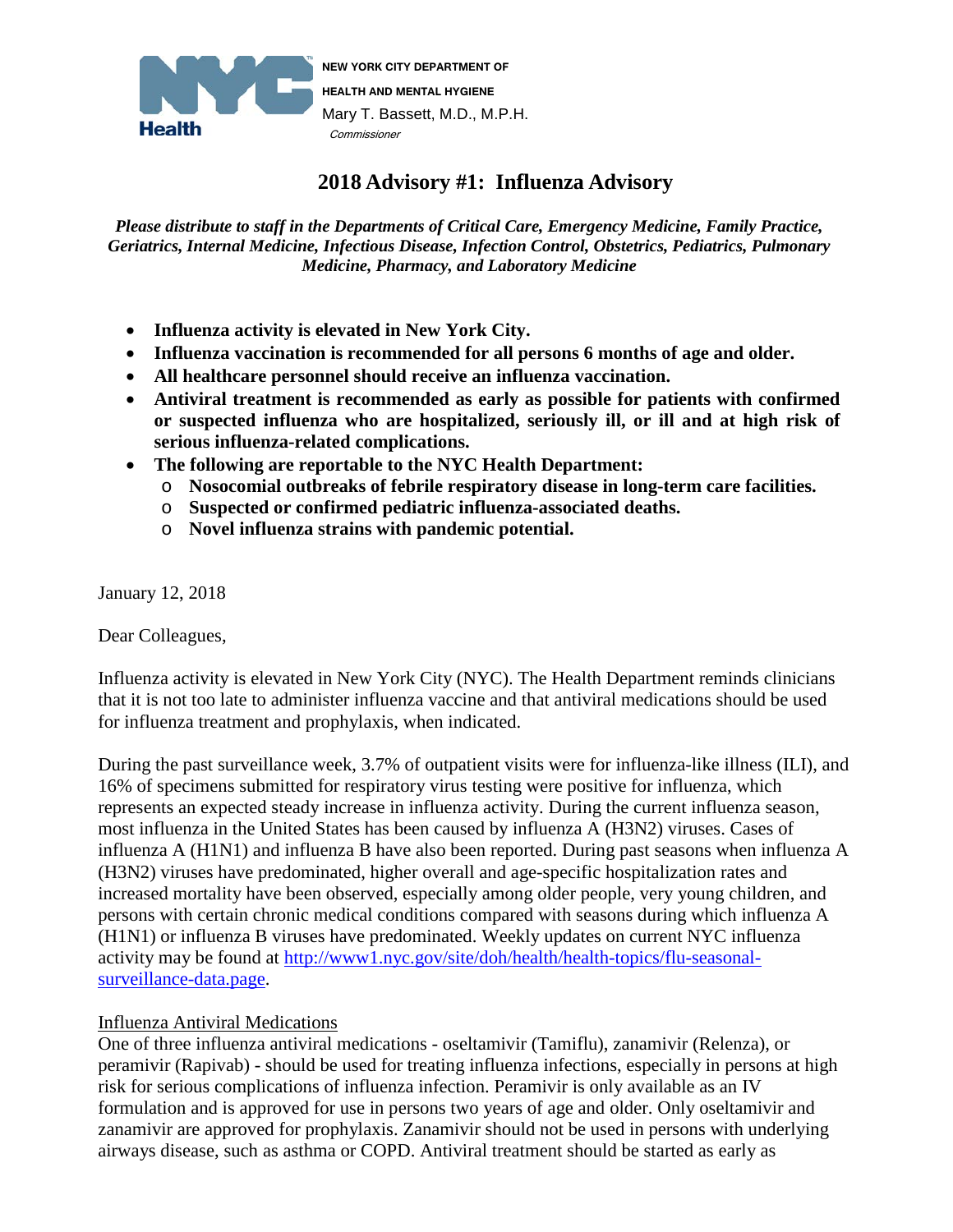NEW YORK CITY DEPARTMENT OF HEALTH AND MENTAL HYGIENE
Mary T. Bassett, M.D., M.P.H.
*Commissioner*

# 2018 Advisory #1: Influenza Advisory

***Please distribute to staff in the Departments of Critical Care, Emergency Medicine, Family Practice, Geriatrics, Internal Medicine, Infectious Disease, Infection Control, Obstetrics, Pediatrics, Pulmonary Medicine, Pharmacy, and Laboratory Medicine***

- **Influenza activity is elevated in New York City.**
- **Influenza vaccination is recommended for all persons 6 months of age and older.**
- **All healthcare personnel should receive an influenza vaccination.**
- **Antiviral treatment is recommended as early as possible for patients with confirmed or suspected influenza who are hospitalized, seriously ill, or ill and at high risk of serious influenza-related complications.**
- **The following are reportable to the NYC Health Department:**
  - **Nosocomial outbreaks of febrile respiratory disease in long-term care facilities.**
  - **Suspected or confirmed pediatric influenza-associated deaths.**
  - **Novel influenza strains with pandemic potential.**

January 12, 2018

Dear Colleagues,

Influenza activity is elevated in New York City (NYC). The Health Department reminds clinicians that it is not too late to administer influenza vaccine and that antiviral medications should be used for influenza treatment and prophylaxis, when indicated.

During the past surveillance week, 3.7% of outpatient visits were for influenza-like illness (ILI), and 16% of specimens submitted for respiratory virus testing were positive for influenza, which represents an expected steady increase in influenza activity. During the current influenza season, most influenza in the United States has been caused by influenza A (H3N2) viruses. Cases of influenza A (H1N1) and influenza B have also been reported. During past seasons when influenza A (H3N2) viruses have predominated, higher overall and age-specific hospitalization rates and increased mortality have been observed, especially among older people, very young children, and persons with certain chronic medical conditions compared with seasons during which influenza A (H1N1) or influenza B viruses have predominated. Weekly updates on current NYC influenza activity may be found at [http://www1.nyc.gov/site/doh/health/health-topics/flu-seasonal-surveillance-data.page](http://www1.nyc.gov/site/doh/health/health-topics/flu-seasonal-surveillance-data.page).

<u>Influenza Antiviral Medications</u>

One of three influenza antiviral medications - oseltamivir (Tamiflu), zanamivir (Relenza), or peramivir (Rapivab) - should be used for treating influenza infections, especially in persons at high risk for serious complications of influenza infection. Peramivir is only available as an IV formulation and is approved for use in persons two years of age and older. Only oseltamivir and zanamivir are approved for prophylaxis. Zanamivir should not be used in persons with underlying airways disease, such as asthma or COPD. Antiviral treatment should be started as early as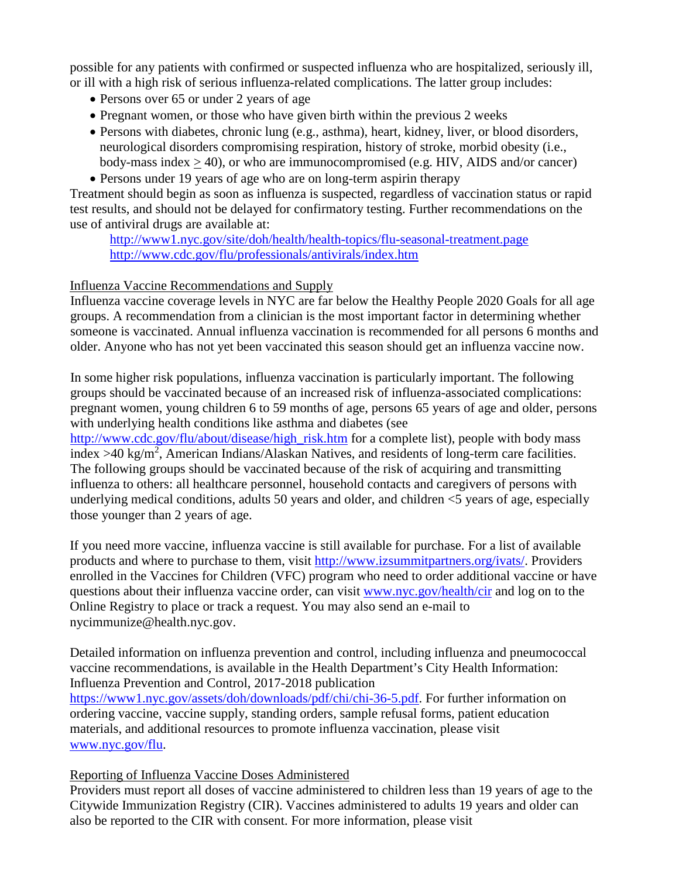possible for any patients with confirmed or suspected influenza who are hospitalized, seriously ill, or ill with a high risk of serious influenza-related complications. The latter group includes:

- Persons over 65 or under 2 years of age
- Pregnant women, or those who have given birth within the previous 2 weeks
- Persons with diabetes, chronic lung (e.g., asthma), heart, kidney, liver, or blood disorders, neurological disorders compromising respiration, history of stroke, morbid obesity (i.e., body-mass index $\geq$ 40), or who are immunocompromised (e.g. HIV, AIDS and/or cancer)
- Persons under 19 years of age who are on long-term aspirin therapy

Treatment should begin as soon as influenza is suspected, regardless of vaccination status or rapid test results, and should not be delayed for confirmatory testing. Further recommendations on the use of antiviral drugs are available at:

http://www1.nyc.gov/site/doh/health/health-topics/flu-seasonal-treatment.page
http://www.cdc.gov/flu/professionals/antivirals/index.htm

<u>Influenza Vaccine Recommendations and Supply</u>

Influenza vaccine coverage levels in NYC are far below the Healthy People 2020 Goals for all age groups. A recommendation from a clinician is the most important factor in determining whether someone is vaccinated. Annual influenza vaccination is recommended for all persons 6 months and older. Anyone who has not yet been vaccinated this season should get an influenza vaccine now.

In some higher risk populations, influenza vaccination is particularly important. The following groups should be vaccinated because of an increased risk of influenza-associated complications: pregnant women, young children 6 to 59 months of age, persons 65 years of age and older, persons with underlying health conditions like asthma and diabetes (see http://www.cdc.gov/flu/about/disease/high_risk.htm for a complete list), people with body mass index >40 kg/m$^2$, American Indians/Alaskan Natives, and residents of long-term care facilities. The following groups should be vaccinated because of the risk of acquiring and transmitting influenza to others: all healthcare personnel, household contacts and caregivers of persons with underlying medical conditions, adults 50 years and older, and children <5 years of age, especially those younger than 2 years of age.

If you need more vaccine, influenza vaccine is still available for purchase. For a list of available products and where to purchase to them, visit http://www.izsummitpartners.org/ivats/. Providers enrolled in the Vaccines for Children (VFC) program who need to order additional vaccine or have questions about their influenza vaccine order, can visit www.nyc.gov/health/cir and log on to the Online Registry to place or track a request. You may also send an e-mail to nycimmunize@health.nyc.gov.

Detailed information on influenza prevention and control, including influenza and pneumococcal vaccine recommendations, is available in the Health Department's City Health Information: Influenza Prevention and Control, 2017-2018 publication https://www1.nyc.gov/assets/doh/downloads/pdf/chi/chi-36-5.pdf. For further information on ordering vaccine, vaccine supply, standing orders, sample refusal forms, patient education materials, and additional resources to promote influenza vaccination, please visit www.nyc.gov/flu.

<u>Reporting of Influenza Vaccine Doses Administered</u>

Providers must report all doses of vaccine administered to children less than 19 years of age to the Citywide Immunization Registry (CIR). Vaccines administered to adults 19 years and older can also be reported to the CIR with consent. For more information, please visit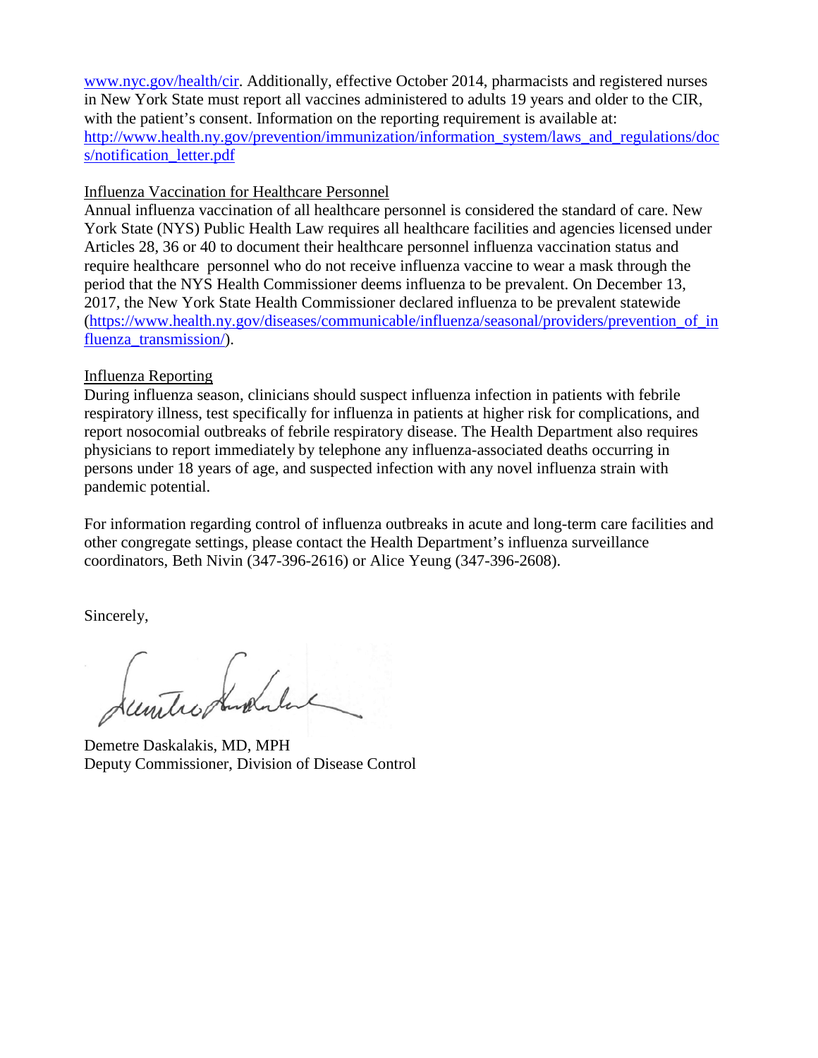www.nyc.gov/health/cir. Additionally, effective October 2014, pharmacists and registered nurses in New York State must report all vaccines administered to adults 19 years and older to the CIR, with the patient's consent. Information on the reporting requirement is available at: http://www.health.ny.gov/prevention/immunization/information_system/laws_and_regulations/docs/notification_letter.pdf

Influenza Vaccination for Healthcare Personnel

Annual influenza vaccination of all healthcare personnel is considered the standard of care. New York State (NYS) Public Health Law requires all healthcare facilities and agencies licensed under Articles 28, 36 or 40 to document their healthcare personnel influenza vaccination status and require healthcare personnel who do not receive influenza vaccine to wear a mask through the period that the NYS Health Commissioner deems influenza to be prevalent. On December 13, 2017, the New York State Health Commissioner declared influenza to be prevalent statewide (https://www.health.ny.gov/diseases/communicable/influenza/seasonal/providers/prevention_of_influenza_transmission/).

Influenza Reporting

During influenza season, clinicians should suspect influenza infection in patients with febrile respiratory illness, test specifically for influenza in patients at higher risk for complications, and report nosocomial outbreaks of febrile respiratory disease. The Health Department also requires physicians to report immediately by telephone any influenza-associated deaths occurring in persons under 18 years of age, and suspected infection with any novel influenza strain with pandemic potential.

For information regarding control of influenza outbreaks in acute and long-term care facilities and other congregate settings, please contact the Health Department's influenza surveillance coordinators, Beth Nivin (347-396-2616) or Alice Yeung (347-396-2608).

Sincerely,

Demetre Daskalakis, MD, MPH
Deputy Commissioner, Division of Disease Control